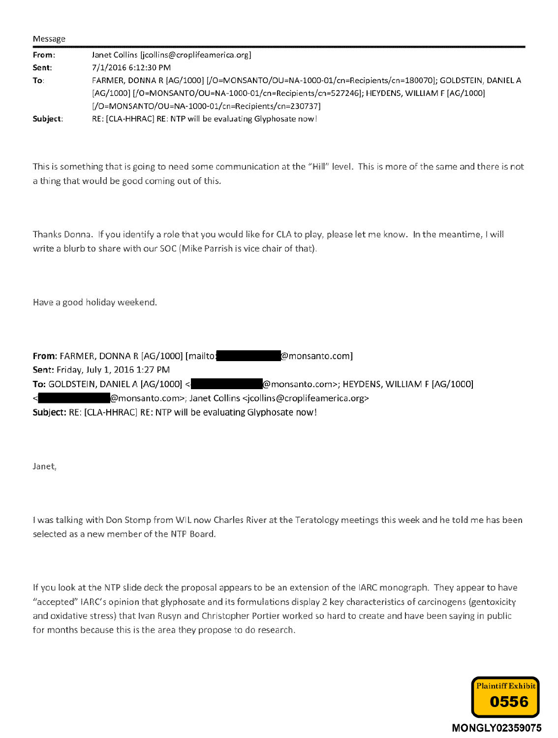Message

| | |
|---|---|
| **From:** | Janet Collins [jcollins@croplifeamerica.org] |
| **Sent:** | 7/1/2016 6:12:30 PM |
| **To:** | FARMER, DONNA R [AG/1000] [/O=MONSANTO/OU=NA-1000-01/cn=Recipients/cn=180070]; GOLDSTEIN, DANIEL A [AG/1000] [/O=MONSANTO/OU=NA-1000-01/cn=Recipients/cn=527246]; HEYDENS, WILLIAM F [AG/1000] [/O=MONSANTO/OU=NA-1000-01/cn=Recipients/cn=230737] |
| **Subject:** | RE: [CLA-HHRAC] RE: NTP will be evaluating Glyphosate now! |

This is something that is going to need some communication at the "Hill" level. This is more of the same and there is not a thing that would be good coming out of this.

Thanks Donna. If you identify a role that you would like for CLA to play, please let me know. In the meantime, I will write a blurb to share with our SOC (Mike Parrish is vice chair of that).

Have a good holiday weekend.

**From:** FARMER, DONNA R [AG/1000] [mailto:[REDACTED]@monsanto.com]
**Sent:** Friday, July 1, 2016 1:27 PM
**To:** GOLDSTEIN, DANIEL A [AG/1000] <[REDACTED]@monsanto.com>; HEYDENS, WILLIAM F [AG/1000] <[REDACTED]@monsanto.com>; Janet Collins <jcollins@croplifeamerica.org>
**Subject:** RE: [CLA-HHRAC] RE: NTP will be evaluating Glyphosate now!

Janet,

I was talking with Don Stomp from WIL now Charles River at the Teratology meetings this week and he told me has been selected as a new member of the NTP Board.

If you look at the NTP slide deck the proposal appears to be an extension of the IARC monograph. They appear to have "accepted" IARC's opinion that glyphosate and its formulations display 2 key characteristics of carcinogens (gentoxicity and oxidative stress) that Ivan Rusyn and Christopher Portier worked so hard to create and have been saying in public for months because this is the area they propose to do research.

Plaintiff Exhibit 0556

MONGLY02359075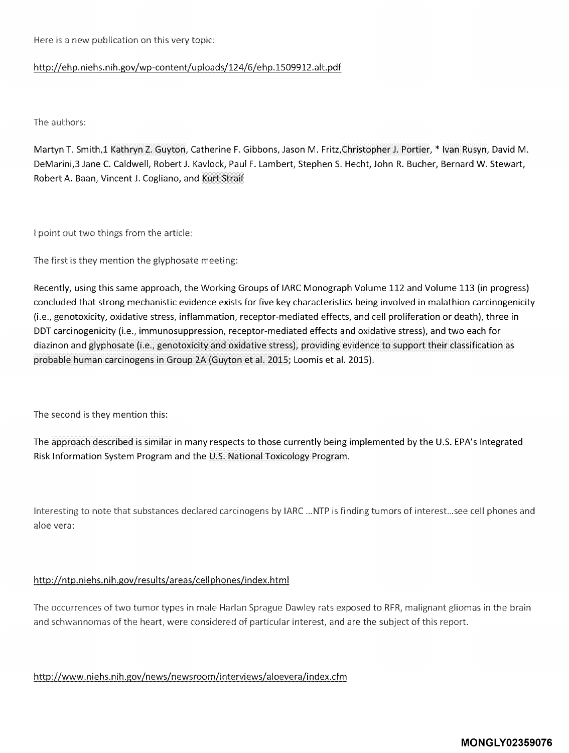Here is a new publication on this very topic:

http://ehp.niehs.nih.gov/wp-content/uploads/124/6/ehp.1509912.alt.pdf

The authors:

Martyn T. Smith,1 Kathryn Z. Guyton, Catherine F. Gibbons, Jason M. Fritz,Christopher J. Portier, * Ivan Rusyn, David M. DeMarini,3 Jane C. Caldwell, Robert J. Kavlock, Paul F. Lambert, Stephen S. Hecht, John R. Bucher, Bernard W. Stewart, Robert A. Baan, Vincent J. Cogliano, and Kurt Straif

I point out two things from the article:

The first is they mention the glyphosate meeting:

Recently, using this same approach, the Working Groups of IARC Monograph Volume 112 and Volume 113 (in progress) concluded that strong mechanistic evidence exists for five key characteristics being involved in malathion carcinogenicity (i.e., genotoxicity, oxidative stress, inflammation, receptor-mediated effects, and cell proliferation or death), three in DDT carcinogenicity (i.e., immunosuppression, receptor-mediated effects and oxidative stress), and two each for diazinon and glyphosate (i.e., genotoxicity and oxidative stress), providing evidence to support their classification as probable human carcinogens in Group 2A (Guyton et al. 2015; Loomis et al. 2015).

The second is they mention this:

The approach described is similar in many respects to those currently being implemented by the U.S. EPA's Integrated Risk Information System Program and the U.S. National Toxicology Program.

Interesting to note that substances declared carcinogens by IARC ...NTP is finding tumors of interest...see cell phones and aloe vera:

http://ntp.niehs.nih.gov/results/areas/cellphones/index.html

The occurrences of two tumor types in male Harlan Sprague Dawley rats exposed to RFR, malignant gliomas in the brain and schwannomas of the heart, were considered of particular interest, and are the subject of this report.

http://www.niehs.nih.gov/news/newsroom/interviews/aloevera/index.cfm

MONGLY02359076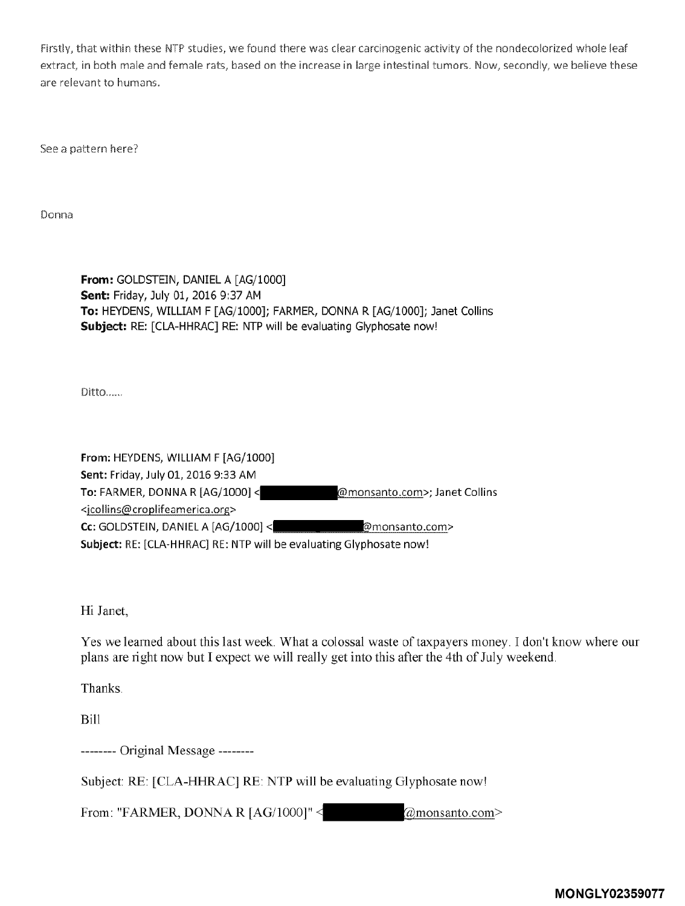Firstly, that within these NTP studies, we found there was clear carcinogenic activity of the nondecolorized whole leaf extract, in both male and female rats, based on the increase in large intestinal tumors. Now, secondly, we believe these are relevant to humans.

See a pattern here?

Donna

**From:** GOLDSTEIN, DANIEL A [AG/1000]
**Sent:** Friday, July 01, 2016 9:37 AM
**To:** HEYDENS, WILLIAM F [AG/1000]; FARMER, DONNA R [AG/1000]; Janet Collins
**Subject:** RE: [CLA-HHRAC] RE: NTP will be evaluating Glyphosate now!

Ditto......

**From:** HEYDENS, WILLIAM F [AG/1000]
**Sent:** Friday, July 01, 2016 9:33 AM
**To:** FARMER, DONNA R [AG/1000] <[REDACTED]@monsanto.com>; Janet Collins <jcollins@croplifeamerica.org>
**Cc:** GOLDSTEIN, DANIEL A [AG/1000] <[REDACTED]@monsanto.com>
**Subject:** RE: [CLA-HHRAC] RE: NTP will be evaluating Glyphosate now!

Hi Janet,

Yes we learned about this last week. What a colossal waste of taxpayers money. I don't know where our plans are right now but I expect we will really get into this after the 4th of July weekend.

Thanks.

Bill

-------- Original Message --------

Subject: RE: [CLA-HHRAC] RE: NTP will be evaluating Glyphosate now!

From: "FARMER, DONNA R [AG/1000]" <[REDACTED]@monsanto.com>

**MONGLY02359077**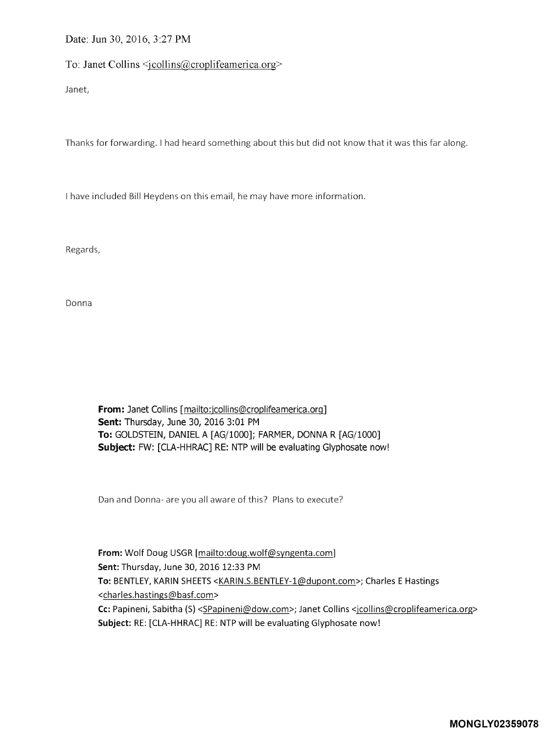Date: Jun 30, 2016, 3:27 PM

To: Janet Collins <jcollins@croplifeamerica.org>

Janet,

Thanks for forwarding. I had heard something about this but did not know that it was this far along.

I have included Bill Heydens on this email, he may have more information.

Regards,

Donna

**From:** Janet Collins [mailto:jcollins@croplifeamerica.org]
**Sent:** Thursday, June 30, 2016 3:01 PM
**To:** GOLDSTEIN, DANIEL A [AG/1000]; FARMER, DONNA R [AG/1000]
**Subject:** FW: [CLA-HHRAC] RE: NTP will be evaluating Glyphosate now!

Dan and Donna- are you all aware of this? Plans to execute?

**From:** Wolf Doug USGR [mailto:doug.wolf@syngenta.com]
**Sent:** Thursday, June 30, 2016 12:33 PM
**To:** BENTLEY, KARIN SHEETS <KARIN.S.BENTLEY-1@dupont.com>; Charles E Hastings <charles.hastings@basf.com>
**Cc:** Papineni, Sabitha (S) <SPapineni@dow.com>; Janet Collins <jcollins@croplifeamerica.org>
**Subject:** RE: [CLA-HHRAC] RE: NTP will be evaluating Glyphosate now!

MONGLY02359078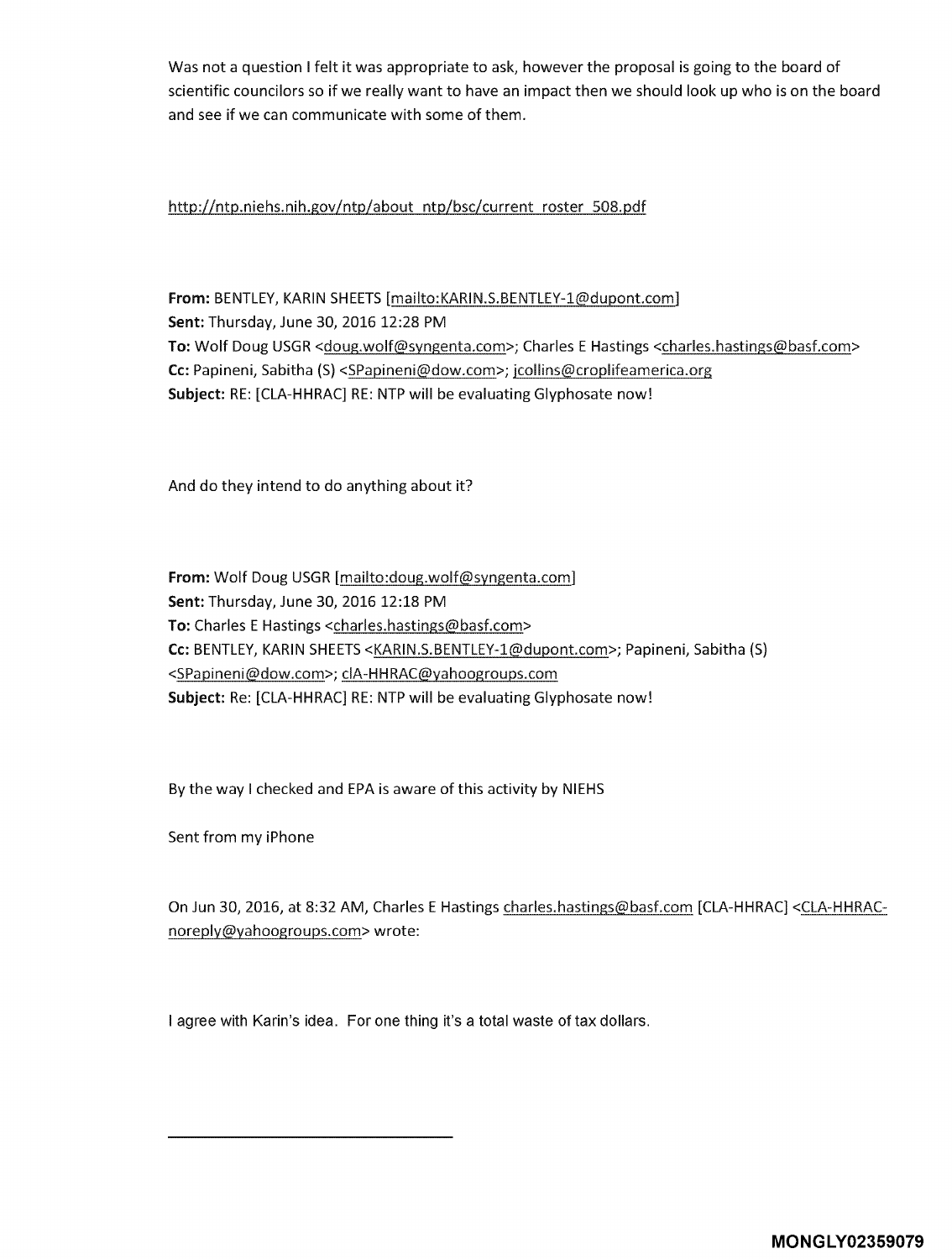Was not a question I felt it was appropriate to ask, however the proposal is going to the board of scientific councilors so if we really want to have an impact then we should look up who is on the board and see if we can communicate with some of them.

http://ntp.niehs.nih.gov/ntp/about_ntp/bsc/current_roster_508.pdf

**From:** BENTLEY, KARIN SHEETS [mailto:KARIN.S.BENTLEY-1@dupont.com]
**Sent:** Thursday, June 30, 2016 12:28 PM
**To:** Wolf Doug USGR <doug.wolf@syngenta.com>; Charles E Hastings <charles.hastings@basf.com>
**Cc:** Papineni, Sabitha (S) <SPapineni@dow.com>; jcollins@croplifeamerica.org
**Subject:** RE: [CLA-HHRAC] RE: NTP will be evaluating Glyphosate now!

And do they intend to do anything about it?

**From:** Wolf Doug USGR [mailto:doug.wolf@syngenta.com]
**Sent:** Thursday, June 30, 2016 12:18 PM
**To:** Charles E Hastings <charles.hastings@basf.com>
**Cc:** BENTLEY, KARIN SHEETS <KARIN.S.BENTLEY-1@dupont.com>; Papineni, Sabitha (S) <SPapineni@dow.com>; clA-HHRAC@yahoogroups.com
**Subject:** Re: [CLA-HHRAC] RE: NTP will be evaluating Glyphosate now!

By the way I checked and EPA is aware of this activity by NIEHS

Sent from my iPhone

On Jun 30, 2016, at 8:32 AM, Charles E Hastings charles.hastings@basf.com [CLA-HHRAC] <CLA-HHRAC-noreply@yahoogroups.com> wrote:

I agree with Karin's idea. For one thing it's a total waste of tax dollars.

---

MONGLY02359079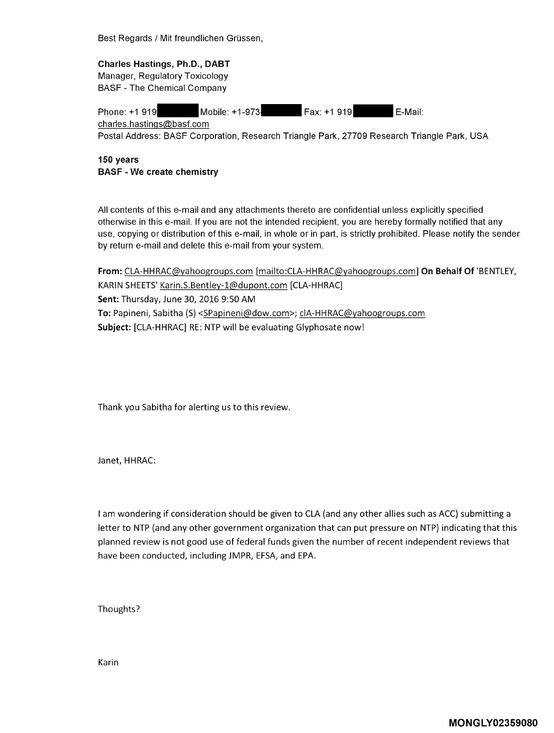Best Regards / Mit freundlichen Grüssen,

**Charles Hastings, Ph.D., DABT**
Manager, Regulatory Toxicology
BASF - The Chemical Company

Phone: +1 919 ████ Mobile: +1-973-████ Fax: +1 919 ████ E-Mail: charles.hastings@basf.com
Postal Address: BASF Corporation, Research Triangle Park, 27709 Research Triangle Park, USA

**150 years**
**BASF - We create chemistry**

All contents of this e-mail and any attachments thereto are confidential unless explicitly specified otherwise in this e-mail. If you are not the intended recipient, you are hereby formally notified that any use, copying or distribution of this e-mail, in whole or in part, is strictly prohibited. Please notify the sender by return e-mail and delete this e-mail from your system.

**From:** CLA-HHRAC@yahoogroups.com [mailto:CLA-HHRAC@yahoogroups.com] **On Behalf Of** 'BENTLEY, KARIN SHEETS' Karin.S.Bentley-1@dupont.com [CLA-HHRAC]
**Sent:** Thursday, June 30, 2016 9:50 AM
**To:** Papineni, Sabitha (S) <SPapineni@dow.com>; clA-HHRAC@yahoogroups.com
**Subject:** [CLA-HHRAC] RE: NTP will be evaluating Glyphosate now!

Thank you Sabitha for alerting us to this review.

Janet, HHRAC:

I am wondering if consideration should be given to CLA (and any other allies such as ACC) submitting a letter to NTP (and any other government organization that can put pressure on NTP) indicating that this planned review is not good use of federal funds given the number of recent independent reviews that have been conducted, including JMPR, EFSA, and EPA.

Thoughts?

Karin

MONGLY02359080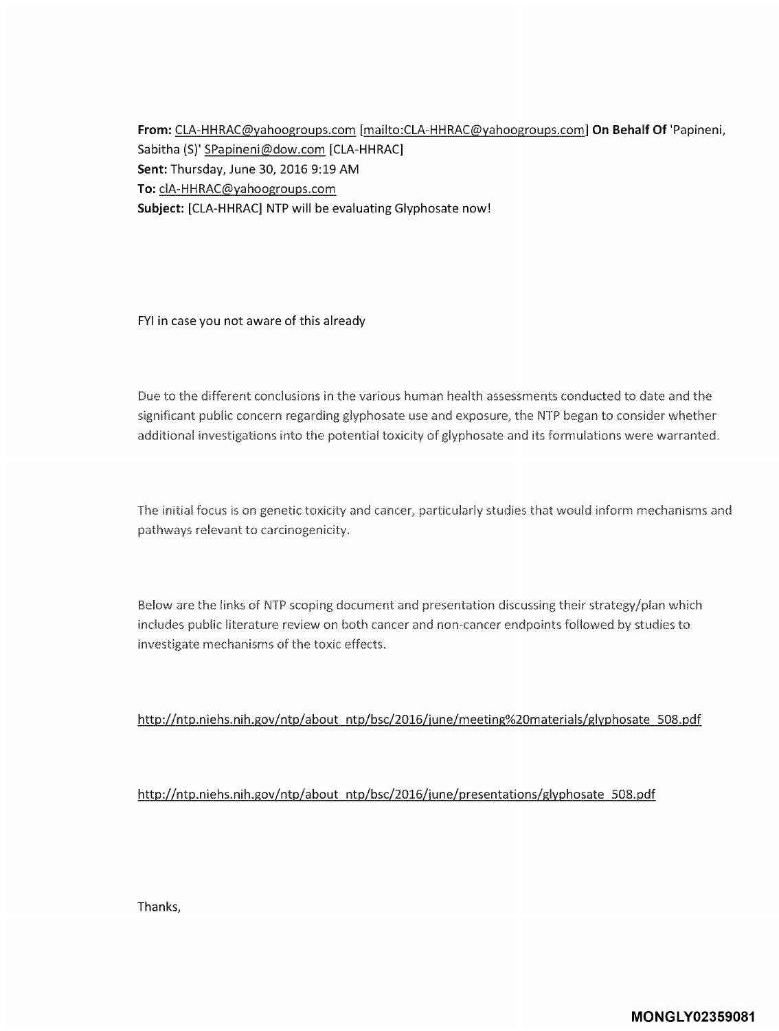**From:** CLA-HHRAC@yahoogroups.com [mailto:CLA-HHRAC@yahoogroups.com] **On Behalf Of** 'Papineni, Sabitha (S)' SPapineni@dow.com [CLA-HHRAC]
**Sent:** Thursday, June 30, 2016 9:19 AM
**To:** clA-HHRAC@yahoogroups.com
**Subject:** [CLA-HHRAC] NTP will be evaluating Glyphosate now!

FYI in case you not aware of this already

Due to the different conclusions in the various human health assessments conducted to date and the significant public concern regarding glyphosate use and exposure, the NTP began to consider whether additional investigations into the potential toxicity of glyphosate and its formulations were warranted.

The initial focus is on genetic toxicity and cancer, particularly studies that would inform mechanisms and pathways relevant to carcinogenicity.

Below are the links of NTP scoping document and presentation discussing their strategy/plan which includes public literature review on both cancer and non-cancer endpoints followed by studies to investigate mechanisms of the toxic effects.

http://ntp.niehs.nih.gov/ntp/about_ntp/bsc/2016/june/meeting%20materials/glyphosate_508.pdf

http://ntp.niehs.nih.gov/ntp/about_ntp/bsc/2016/june/presentations/glyphosate_508.pdf

Thanks,

MONGLY02359081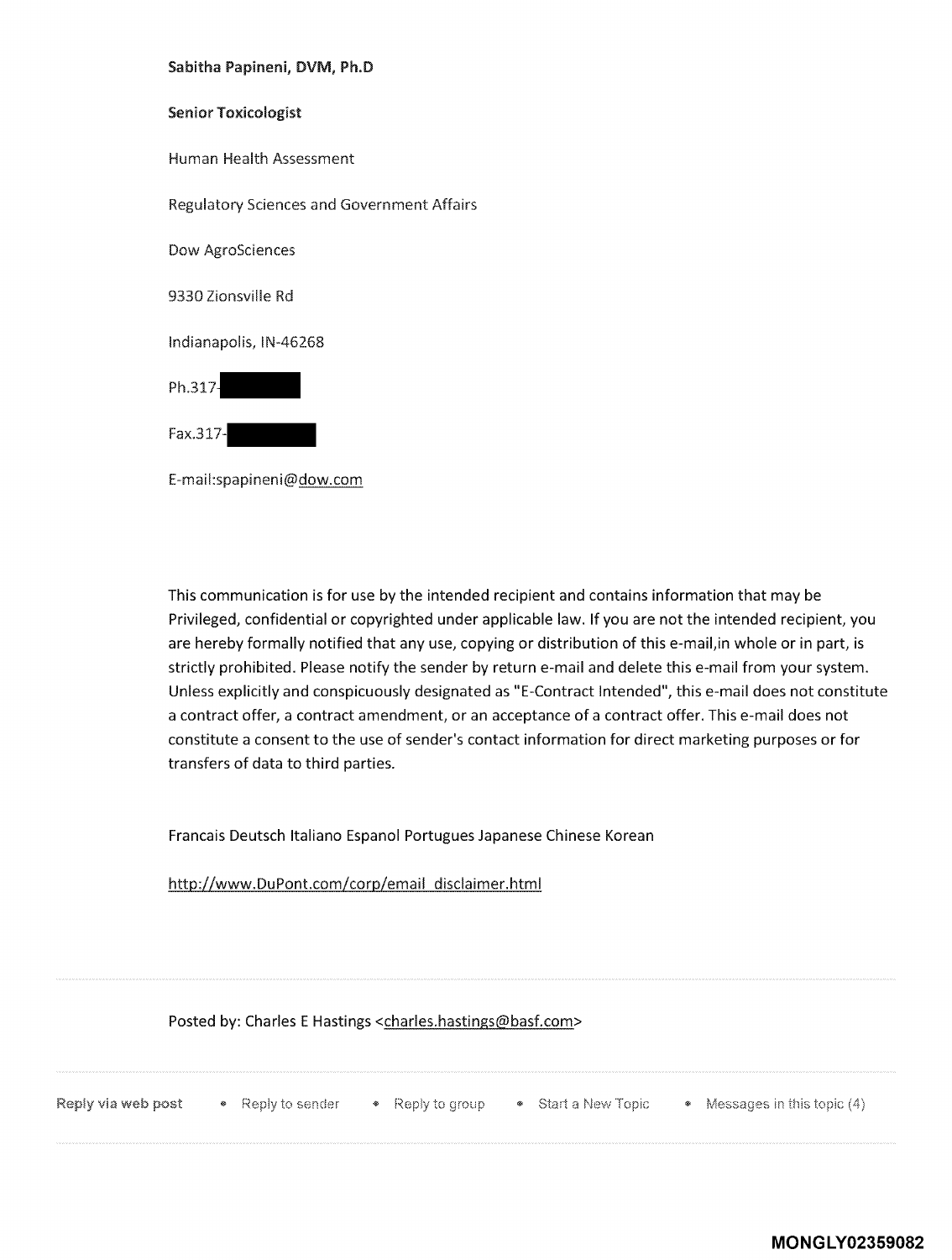**Sabitha Papineni, DVM, Ph.D**

**Senior Toxicologist**

Human Health Assessment

Regulatory Sciences and Government Affairs

Dow AgroSciences

9330 Zionsville Rd

Indianapolis, IN-46268

Ph.317-

Fax.317-

E-mail:spapineni@dow.com

This communication is for use by the intended recipient and contains information that may be Privileged, confidential or copyrighted under applicable law. If you are not the intended recipient, you are hereby formally notified that any use, copying or distribution of this e-mail,in whole or in part, is strictly prohibited. Please notify the sender by return e-mail and delete this e-mail from your system. Unless explicitly and conspicuously designated as "E-Contract Intended", this e-mail does not constitute a contract offer, a contract amendment, or an acceptance of a contract offer. This e-mail does not constitute a consent to the use of sender's contact information for direct marketing purposes or for transfers of data to third parties.

Francais Deutsch Italiano Espanol Portugues Japanese Chinese Korean

http://www.DuPont.com/corp/email_disclaimer.html

Posted by: Charles E Hastings <charles.hastings@basf.com>

Reply via web post • Reply to sender • Reply to group • Start a New Topic • Messages in this topic (4)

MONGLY02359082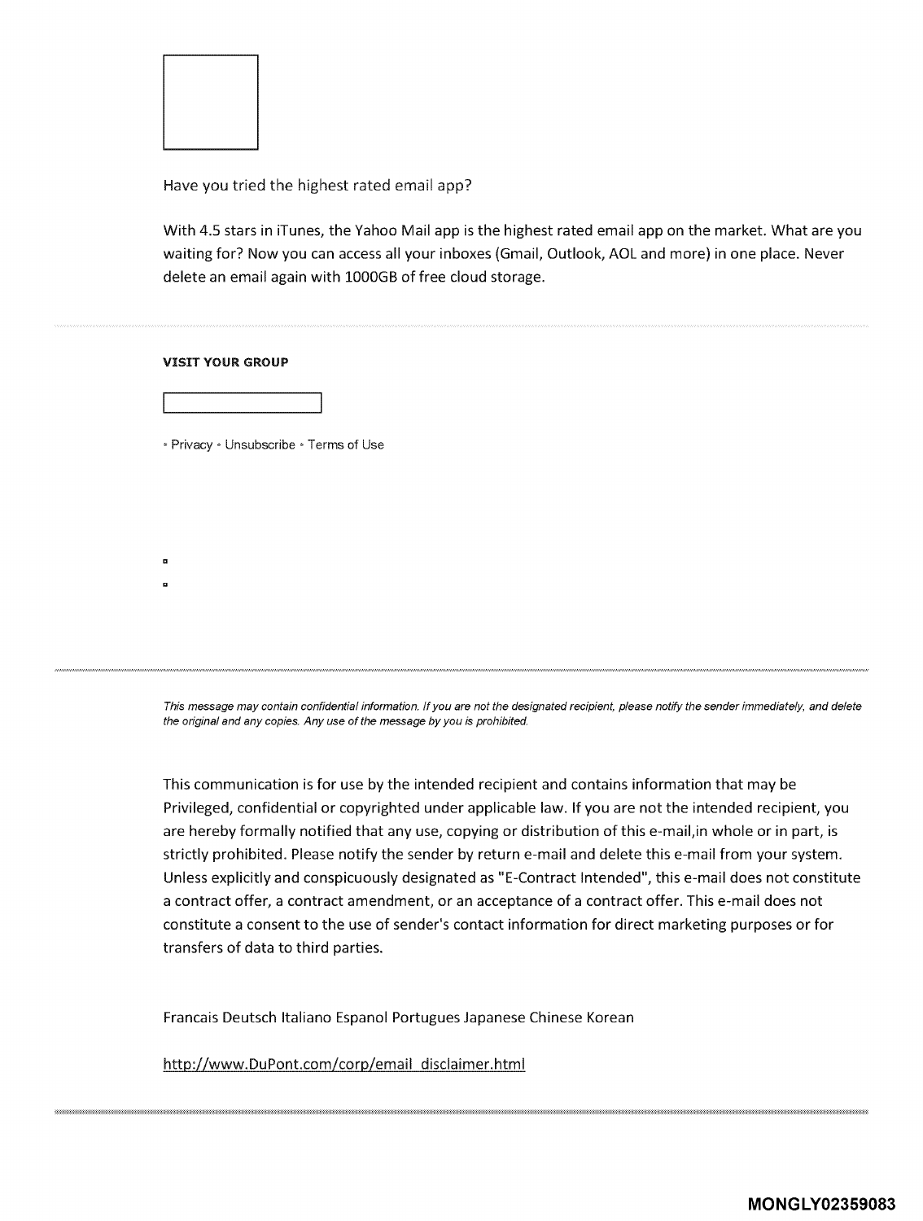Have you tried the highest rated email app?

With 4.5 stars in iTunes, the Yahoo Mail app is the highest rated email app on the market. What are you waiting for? Now you can access all your inboxes (Gmail, Outlook, AOL and more) in one place. Never delete an email again with 1000GB of free cloud storage.

---

**VISIT YOUR GROUP**

• Privacy • Unsubscribe • Terms of Use

---

*This message may contain confidential information. If you are not the designated recipient, please notify the sender immediately, and delete the original and any copies. Any use of the message by you is prohibited.*

This communication is for use by the intended recipient and contains information that may be Privileged, confidential or copyrighted under applicable law. If you are not the intended recipient, you are hereby formally notified that any use, copying or distribution of this e-mail,in whole or in part, is strictly prohibited. Please notify the sender by return e-mail and delete this e-mail from your system. Unless explicitly and conspicuously designated as "E-Contract Intended", this e-mail does not constitute a contract offer, a contract amendment, or an acceptance of a contract offer. This e-mail does not constitute a consent to the use of sender's contact information for direct marketing purposes or for transfers of data to third parties.

Francais Deutsch Italiano Espanol Portugues Japanese Chinese Korean

http://www.DuPont.com/corp/email_disclaimer.html

---

MONGLY02359083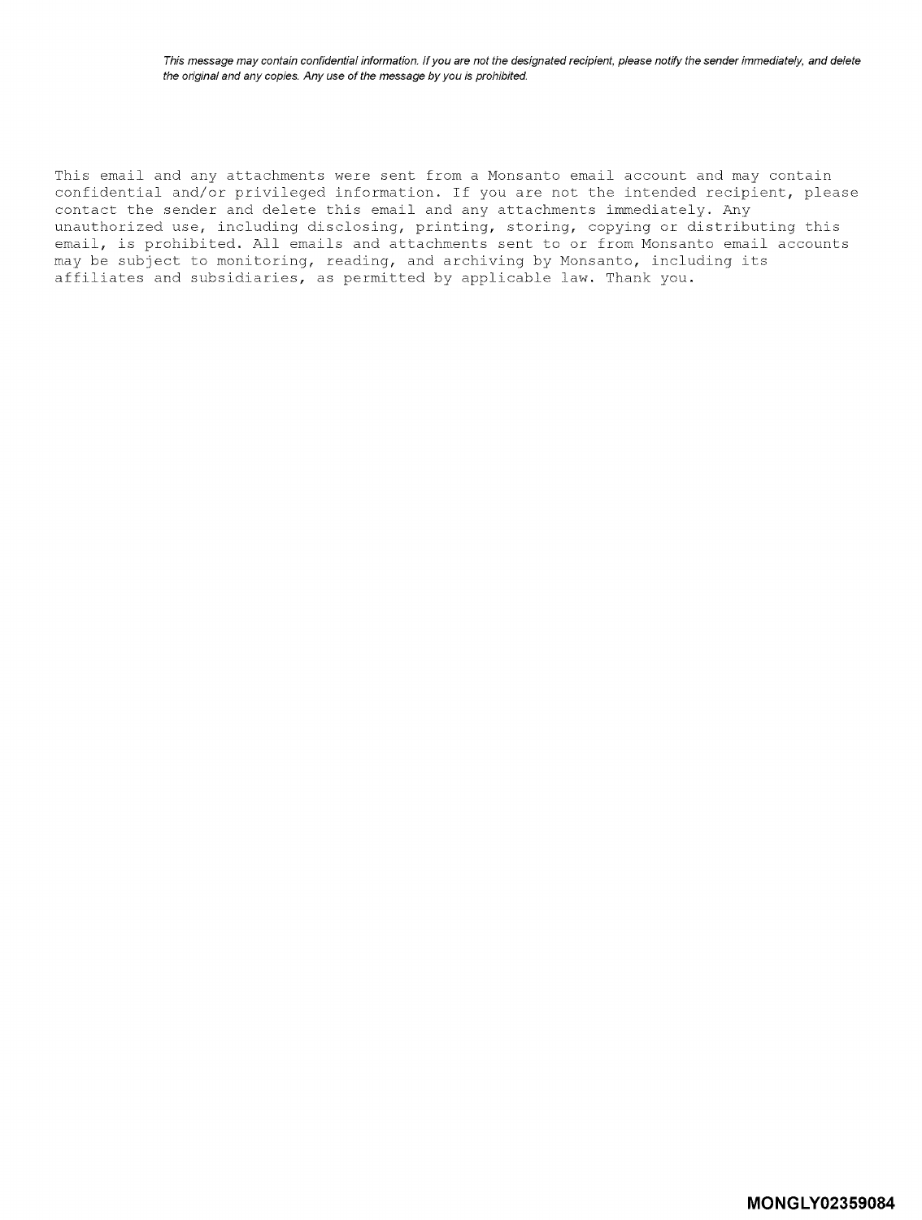*This message may contain confidential information. If you are not the designated recipient, please notify the sender immediately, and delete the original and any copies. Any use of the message by you is prohibited.*

This email and any attachments were sent from a Monsanto email account and may contain confidential and/or privileged information. If you are not the intended recipient, please contact the sender and delete this email and any attachments immediately. Any unauthorized use, including disclosing, printing, storing, copying or distributing this email, is prohibited. All emails and attachments sent to or from Monsanto email accounts may be subject to monitoring, reading, and archiving by Monsanto, including its affiliates and subsidiaries, as permitted by applicable law. Thank you.

**MONGLY02359084**